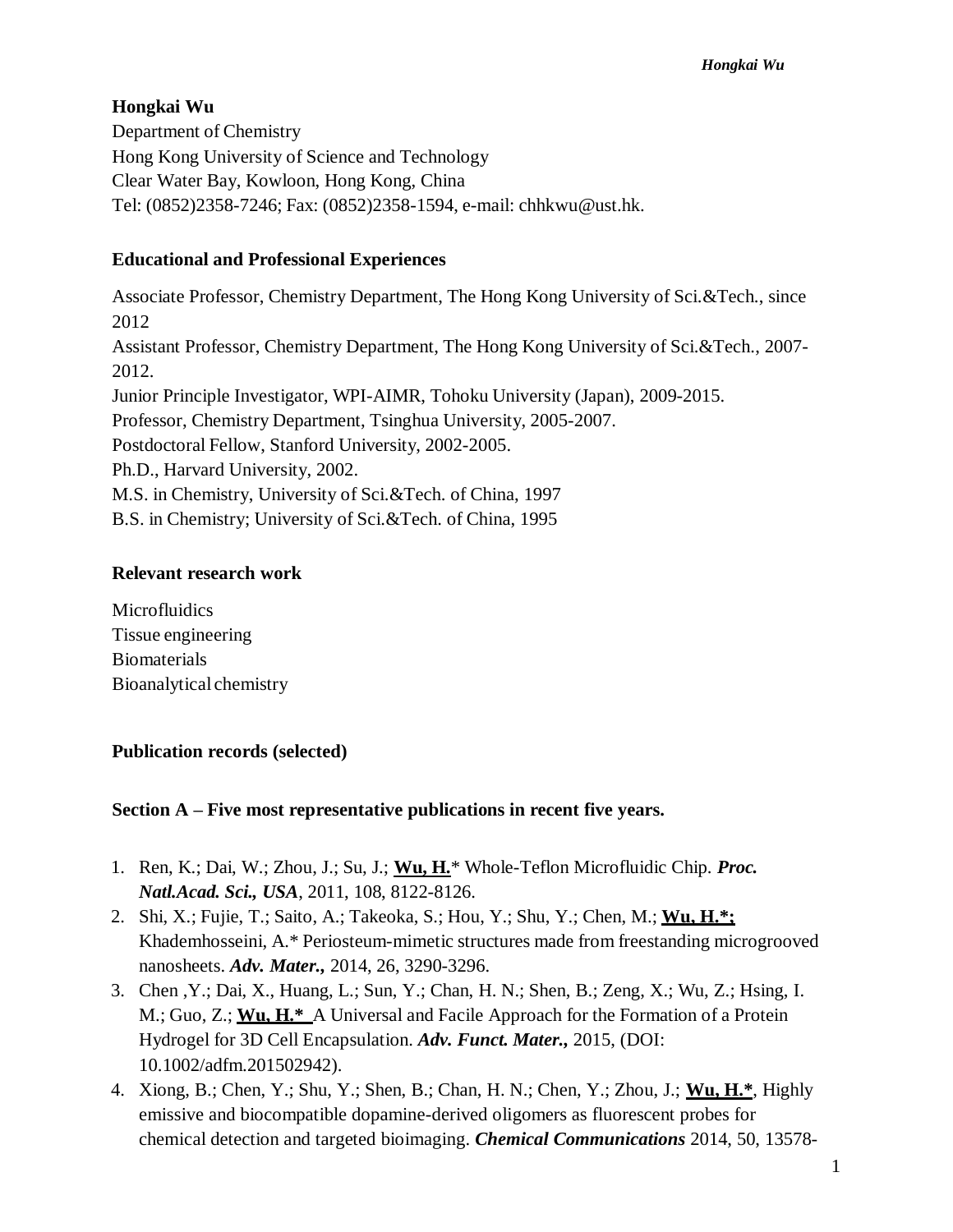**Hongkai Wu**

Department of Chemistry
Hong Kong University of Science and Technology
Clear Water Bay, Kowloon, Hong Kong, China
Tel: (0852)2358-7246; Fax: (0852)2358-1594, e-mail: chhkwu@ust.hk.

## Educational and Professional Experiences

Associate Professor, Chemistry Department, The Hong Kong University of Sci.&Tech., since 2012
Assistant Professor, Chemistry Department, The Hong Kong University of Sci.&Tech., 2007-2012.
Junior Principle Investigator, WPI-AIMR, Tohoku University (Japan), 2009-2015.
Professor, Chemistry Department, Tsinghua University, 2005-2007.
Postdoctoral Fellow, Stanford University, 2002-2005.
Ph.D., Harvard University, 2002.
M.S. in Chemistry, University of Sci.&Tech. of China, 1997
B.S. in Chemistry; University of Sci.&Tech. of China, 1995

## Relevant research work

Microfluidics
Tissue engineering
Biomaterials
Bioanalytical chemistry

## Publication records (selected)

### Section A – Five most representative publications in recent five years.

1. Ren, K.; Dai, W.; Zhou, J.; Su, J.; **Wu, H.*** Whole-Teflon Microfluidic Chip. ***Proc. Natl.Acad. Sci., USA***, 2011, 108, 8122-8126.
2. Shi, X.; Fujie, T.; Saito, A.; Takeoka, S.; Hou, Y.; Shu, Y.; Chen, M.; **Wu, H.*;** Khademhosseini, A.* Periosteum-mimetic structures made from freestanding microgrooved nanosheets. ***Adv. Mater.,*** 2014, 26, 3290-3296.
3. Chen ,Y.; Dai, X., Huang, L.; Sun, Y.; Chan, H. N.; Shen, B.; Zeng, X.; Wu, Z.; Hsing, I. M.; Guo, Z.; **Wu, H.*** A Universal and Facile Approach for the Formation of a Protein Hydrogel for 3D Cell Encapsulation. ***Adv. Funct. Mater.,*** 2015, (DOI: 10.1002/adfm.201502942).
4. Xiong, B.; Chen, Y.; Shu, Y.; Shen, B.; Chan, H. N.; Chen, Y.; Zhou, J.; **Wu, H.***, Highly emissive and biocompatible dopamine-derived oligomers as fluorescent probes for chemical detection and targeted bioimaging. ***Chemical Communications*** 2014, 50, 13578-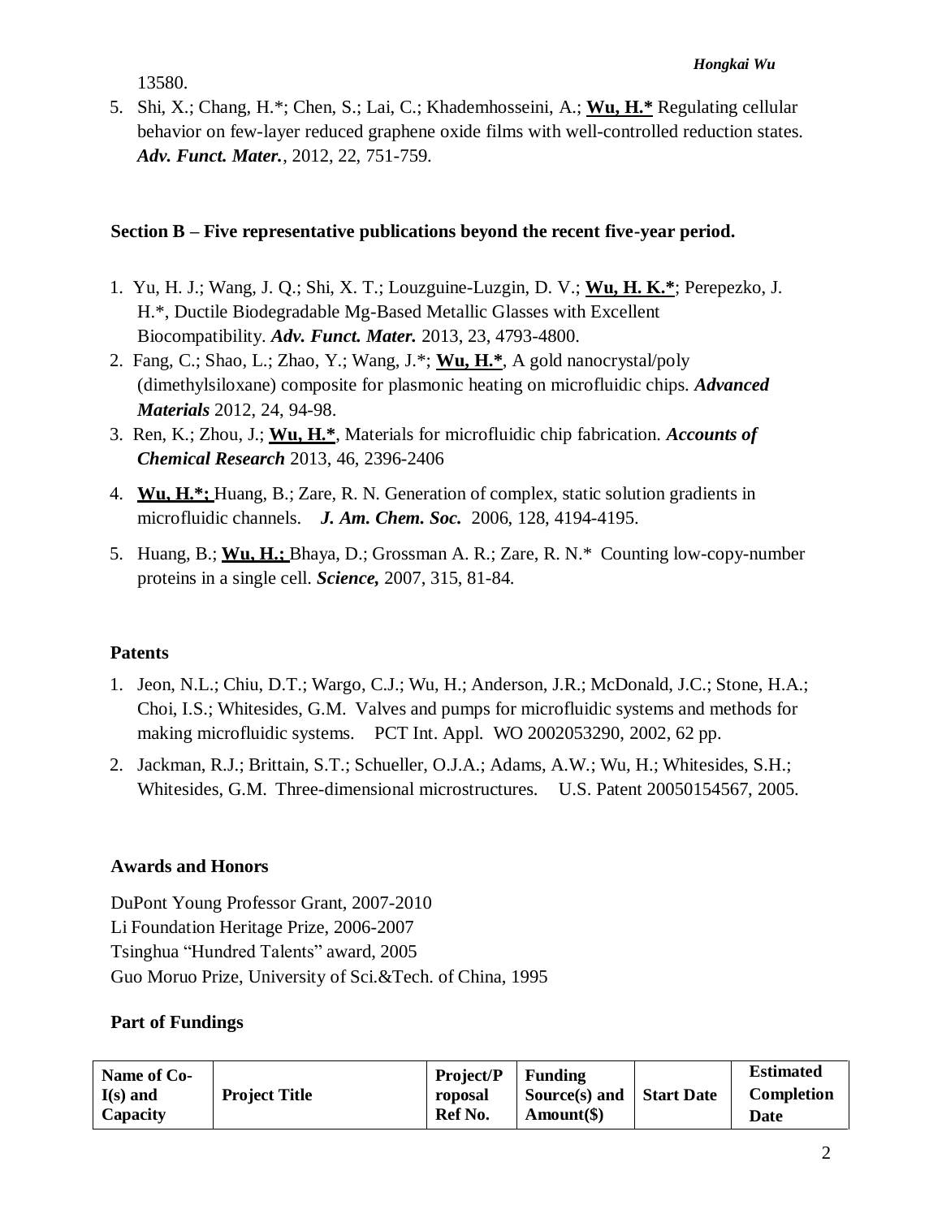13580.

5. Shi, X.; Chang, H.*; Chen, S.; Lai, C.; Khademhosseini, A.; **Wu, H.*** Regulating cellular behavior on few-layer reduced graphene oxide films with well-controlled reduction states. ***Adv. Funct. Mater.***, 2012, 22, 751-759.

### Section B – Five representative publications beyond the recent five-year period.

1. Yu, H. J.; Wang, J. Q.; Shi, X. T.; Louzguine-Luzgin, D. V.; **Wu, H. K.***; Perepezko, J. H.*, Ductile Biodegradable Mg-Based Metallic Glasses with Excellent Biocompatibility. ***Adv. Funct. Mater.*** 2013, 23, 4793-4800.
2. Fang, C.; Shao, L.; Zhao, Y.; Wang, J.*; **Wu, H.***, A gold nanocrystal/poly (dimethylsiloxane) composite for plasmonic heating on microfluidic chips. ***Advanced Materials*** 2012, 24, 94-98.
3. Ren, K.; Zhou, J.; **Wu, H.***, Materials for microfluidic chip fabrication. ***Accounts of Chemical Research*** 2013, 46, 2396-2406
4. **Wu, H.*;** Huang, B.; Zare, R. N. Generation of complex, static solution gradients in microfluidic channels. ***J. Am. Chem. Soc.*** 2006, 128, 4194-4195.
5. Huang, B.; **Wu, H.;** Bhaya, D.; Grossman A. R.; Zare, R. N.* Counting low-copy-number proteins in a single cell. ***Science,*** 2007, 315, 81-84.

### Patents

1. Jeon, N.L.; Chiu, D.T.; Wargo, C.J.; Wu, H.; Anderson, J.R.; McDonald, J.C.; Stone, H.A.; Choi, I.S.; Whitesides, G.M. Valves and pumps for microfluidic systems and methods for making microfluidic systems. PCT Int. Appl. WO 2002053290, 2002, 62 pp.
2. Jackman, R.J.; Brittain, S.T.; Schueller, O.J.A.; Adams, A.W.; Wu, H.; Whitesides, S.H.; Whitesides, G.M. Three-dimensional microstructures. U.S. Patent 20050154567, 2005.

### Awards and Honors

DuPont Young Professor Grant, 2007-2010
Li Foundation Heritage Prize, 2006-2007
Tsinghua "Hundred Talents" award, 2005
Guo Moruo Prize, University of Sci.&Tech. of China, 1995

### Part of Fundings

| Name of Co-I(s) and Capacity | Project Title | Project/Proposal Ref No. | Funding Source(s) and Amount($) | Start Date | Estimated Completion Date |
|---|---|---|---|---|---|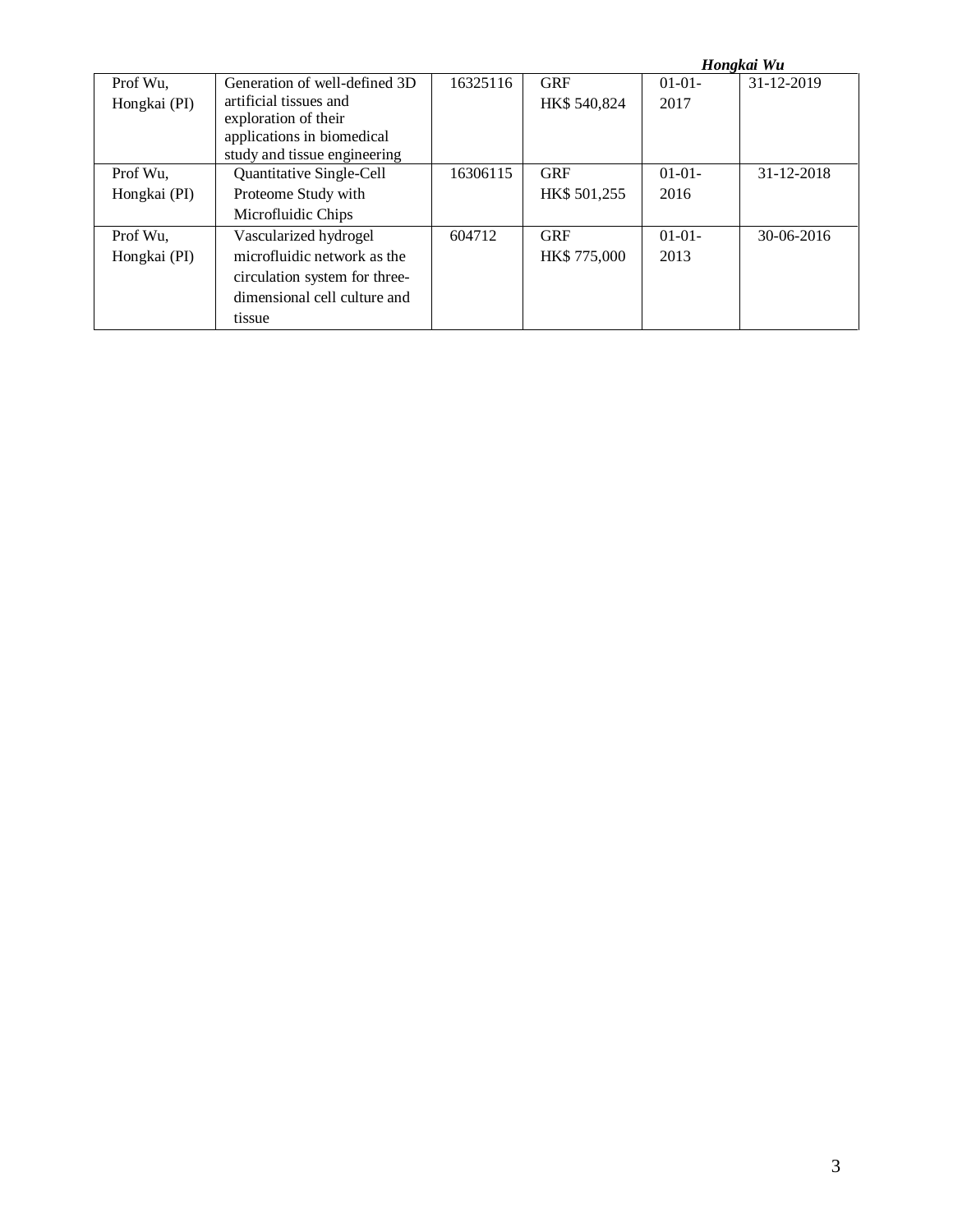| | | | | | |
|---|---|---|---|---|---|
| Prof Wu, Hongkai (PI) | Generation of well-defined 3D artificial tissues and exploration of their applications in biomedical study and tissue engineering | 16325116 | GRF HK$ 540,824 | 01-01-2017 | 31-12-2019 |
| Prof Wu, Hongkai (PI) | Quantitative Single-Cell Proteome Study with Microfluidic Chips | 16306115 | GRF HK$ 501,255 | 01-01-2016 | 31-12-2018 |
| Prof Wu, Hongkai (PI) | Vascularized hydrogel microfluidic network as the circulation system for three-dimensional cell culture and tissue | 604712 | GRF HK$ 775,000 | 01-01-2013 | 30-06-2016 |